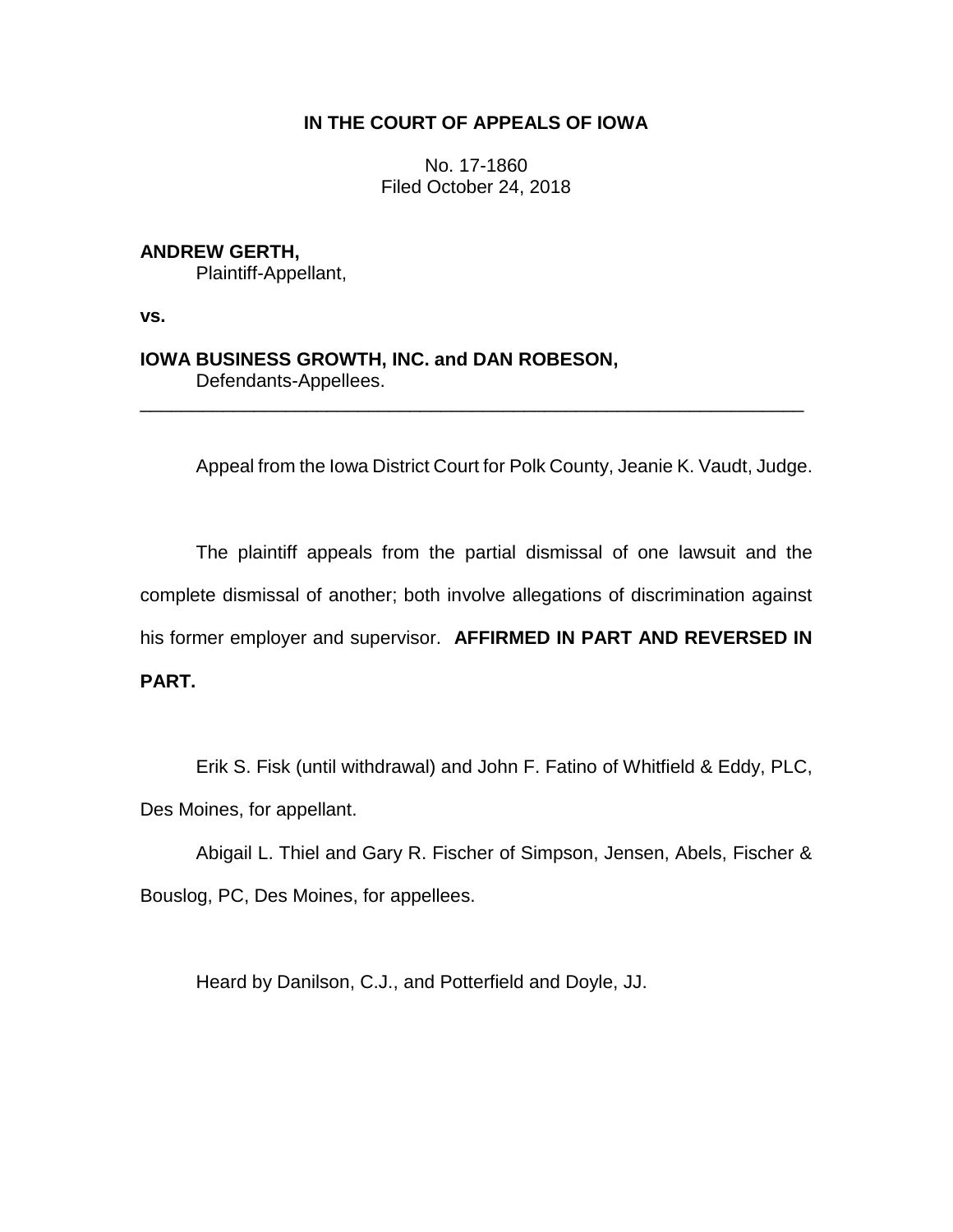**IN THE COURT OF APPEALS OF IOWA**

No. 17-1860
Filed October 24, 2018

**ANDREW GERTH,**
Plaintiff-Appellant,

**vs.**

**IOWA BUSINESS GROWTH, INC. and DAN ROBESON,**
Defendants-Appellees.

---

Appeal from the Iowa District Court for Polk County, Jeanie K. Vaudt, Judge.

The plaintiff appeals from the partial dismissal of one lawsuit and the complete dismissal of another; both involve allegations of discrimination against his former employer and supervisor. **AFFIRMED IN PART AND REVERSED IN PART.**

Erik S. Fisk (until withdrawal) and John F. Fatino of Whitfield & Eddy, PLC, Des Moines, for appellant.

Abigail L. Thiel and Gary R. Fischer of Simpson, Jensen, Abels, Fischer & Bouslog, PC, Des Moines, for appellees.

Heard by Danilson, C.J., and Potterfield and Doyle, JJ.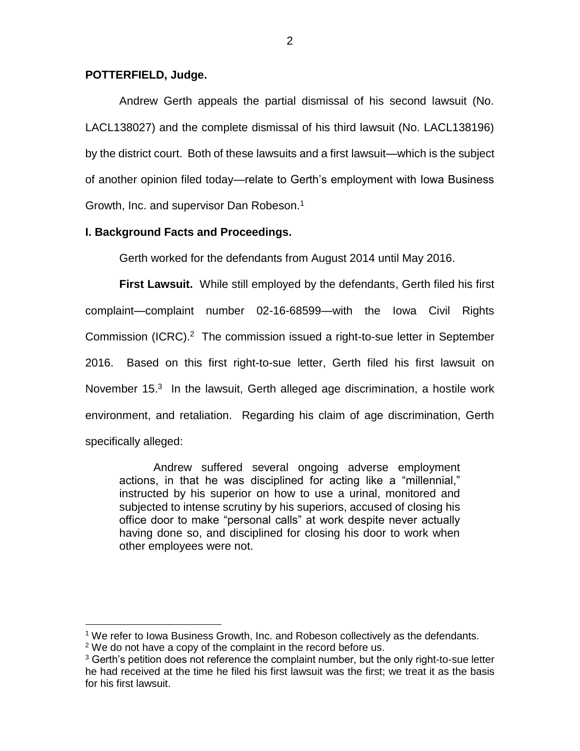**POTTERFIELD, Judge.**

Andrew Gerth appeals the partial dismissal of his second lawsuit (No. LACL138027) and the complete dismissal of his third lawsuit (No. LACL138196) by the district court. Both of these lawsuits and a first lawsuit—which is the subject of another opinion filed today—relate to Gerth's employment with Iowa Business Growth, Inc. and supervisor Dan Robeson.[1]

## I. Background Facts and Proceedings.

Gerth worked for the defendants from August 2014 until May 2016.

**First Lawsuit.** While still employed by the defendants, Gerth filed his first complaint—complaint number 02-16-68599—with the Iowa Civil Rights Commission (ICRC).[2] The commission issued a right-to-sue letter in September 2016. Based on this first right-to-sue letter, Gerth filed his first lawsuit on November 15.[3] In the lawsuit, Gerth alleged age discrimination, a hostile work environment, and retaliation. Regarding his claim of age discrimination, Gerth specifically alleged:

> Andrew suffered several ongoing adverse employment actions, in that he was disciplined for acting like a "millennial," instructed by his superior on how to use a urinal, monitored and subjected to intense scrutiny by his superiors, accused of closing his office door to make "personal calls" at work despite never actually having done so, and disciplined for closing his door to work when other employees were not.

---

[1] We refer to Iowa Business Growth, Inc. and Robeson collectively as the defendants.

[2] We do not have a copy of the complaint in the record before us.

[3] Gerth's petition does not reference the complaint number, but the only right-to-sue letter he had received at the time he filed his first lawsuit was the first; we treat it as the basis for his first lawsuit.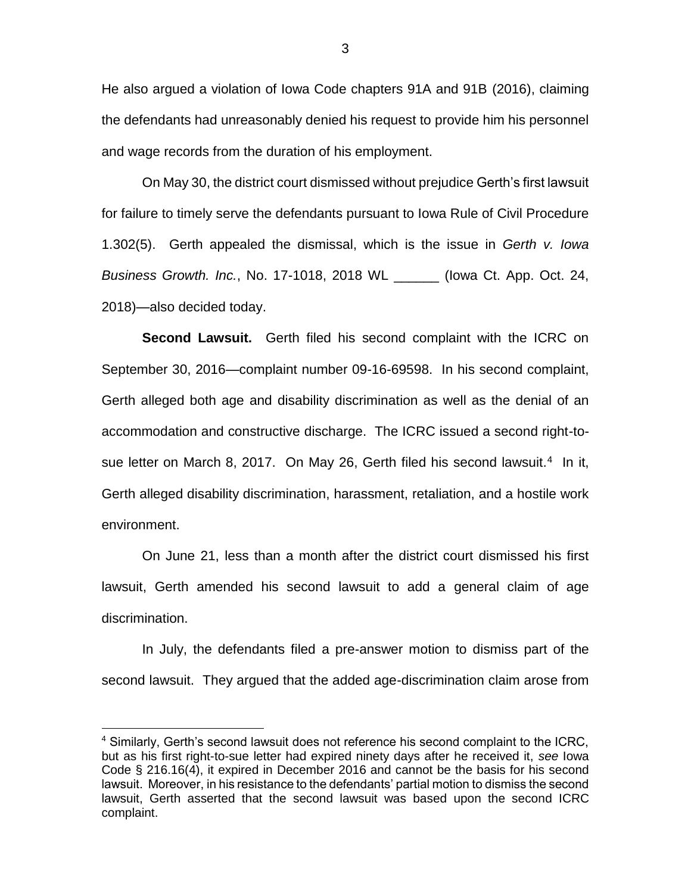He also argued a violation of Iowa Code chapters 91A and 91B (2016), claiming the defendants had unreasonably denied his request to provide him his personnel and wage records from the duration of his employment.

On May 30, the district court dismissed without prejudice Gerth's first lawsuit for failure to timely serve the defendants pursuant to Iowa Rule of Civil Procedure 1.302(5). Gerth appealed the dismissal, which is the issue in *Gerth v. Iowa Business Growth. Inc.*, No. 17-1018, 2018 WL ______ (Iowa Ct. App. Oct. 24, 2018)—also decided today.

**Second Lawsuit.** Gerth filed his second complaint with the ICRC on September 30, 2016—complaint number 09-16-69598. In his second complaint, Gerth alleged both age and disability discrimination as well as the denial of an accommodation and constructive discharge. The ICRC issued a second right-to-sue letter on March 8, 2017. On May 26, Gerth filed his second lawsuit.[4] In it, Gerth alleged disability discrimination, harassment, retaliation, and a hostile work environment.

On June 21, less than a month after the district court dismissed his first lawsuit, Gerth amended his second lawsuit to add a general claim of age discrimination.

In July, the defendants filed a pre-answer motion to dismiss part of the second lawsuit. They argued that the added age-discrimination claim arose from

[4] Similarly, Gerth's second lawsuit does not reference his second complaint to the ICRC, but as his first right-to-sue letter had expired ninety days after he received it, *see* Iowa Code § 216.16(4), it expired in December 2016 and cannot be the basis for his second lawsuit. Moreover, in his resistance to the defendants' partial motion to dismiss the second lawsuit, Gerth asserted that the second lawsuit was based upon the second ICRC complaint.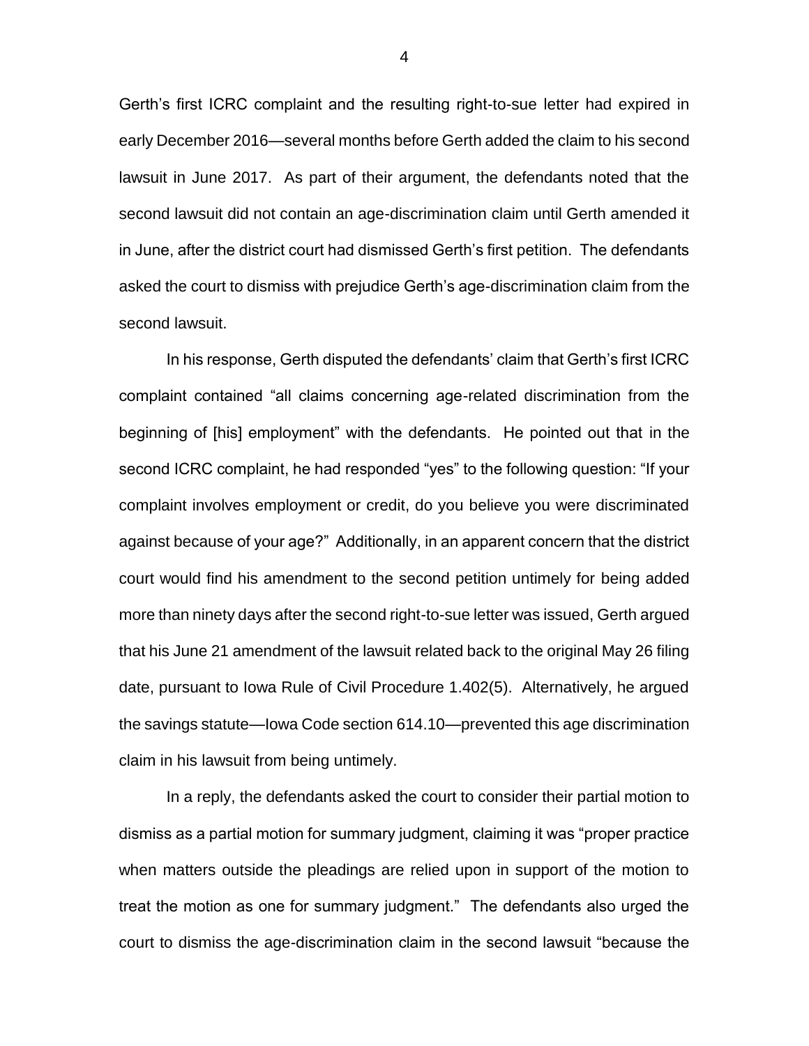Gerth's first ICRC complaint and the resulting right-to-sue letter had expired in early December 2016—several months before Gerth added the claim to his second lawsuit in June 2017. As part of their argument, the defendants noted that the second lawsuit did not contain an age-discrimination claim until Gerth amended it in June, after the district court had dismissed Gerth's first petition. The defendants asked the court to dismiss with prejudice Gerth's age-discrimination claim from the second lawsuit.

In his response, Gerth disputed the defendants' claim that Gerth's first ICRC complaint contained "all claims concerning age-related discrimination from the beginning of [his] employment" with the defendants. He pointed out that in the second ICRC complaint, he had responded "yes" to the following question: "If your complaint involves employment or credit, do you believe you were discriminated against because of your age?" Additionally, in an apparent concern that the district court would find his amendment to the second petition untimely for being added more than ninety days after the second right-to-sue letter was issued, Gerth argued that his June 21 amendment of the lawsuit related back to the original May 26 filing date, pursuant to Iowa Rule of Civil Procedure 1.402(5). Alternatively, he argued the savings statute—Iowa Code section 614.10—prevented this age discrimination claim in his lawsuit from being untimely.

In a reply, the defendants asked the court to consider their partial motion to dismiss as a partial motion for summary judgment, claiming it was "proper practice when matters outside the pleadings are relied upon in support of the motion to treat the motion as one for summary judgment." The defendants also urged the court to dismiss the age-discrimination claim in the second lawsuit "because the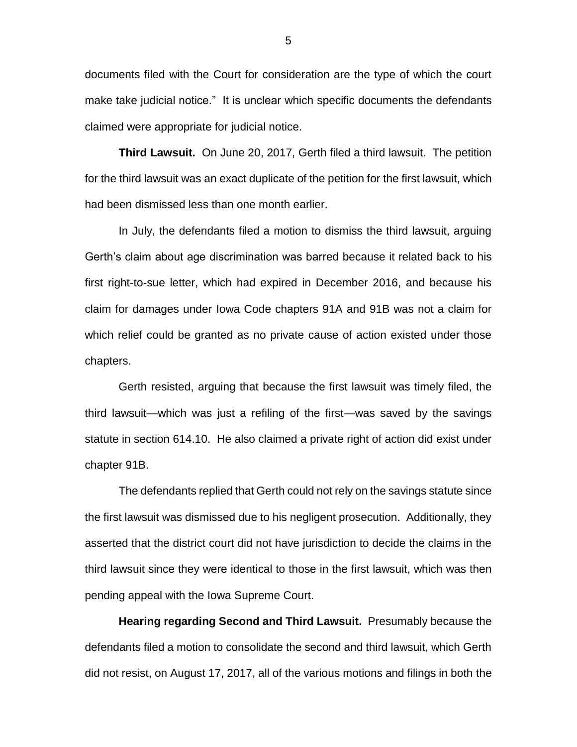documents filed with the Court for consideration are the type of which the court make take judicial notice." It is unclear which specific documents the defendants claimed were appropriate for judicial notice.

**Third Lawsuit.** On June 20, 2017, Gerth filed a third lawsuit. The petition for the third lawsuit was an exact duplicate of the petition for the first lawsuit, which had been dismissed less than one month earlier.

In July, the defendants filed a motion to dismiss the third lawsuit, arguing Gerth's claim about age discrimination was barred because it related back to his first right-to-sue letter, which had expired in December 2016, and because his claim for damages under Iowa Code chapters 91A and 91B was not a claim for which relief could be granted as no private cause of action existed under those chapters.

Gerth resisted, arguing that because the first lawsuit was timely filed, the third lawsuit—which was just a refiling of the first—was saved by the savings statute in section 614.10. He also claimed a private right of action did exist under chapter 91B.

The defendants replied that Gerth could not rely on the savings statute since the first lawsuit was dismissed due to his negligent prosecution. Additionally, they asserted that the district court did not have jurisdiction to decide the claims in the third lawsuit since they were identical to those in the first lawsuit, which was then pending appeal with the Iowa Supreme Court.

**Hearing regarding Second and Third Lawsuit.** Presumably because the defendants filed a motion to consolidate the second and third lawsuit, which Gerth did not resist, on August 17, 2017, all of the various motions and filings in both the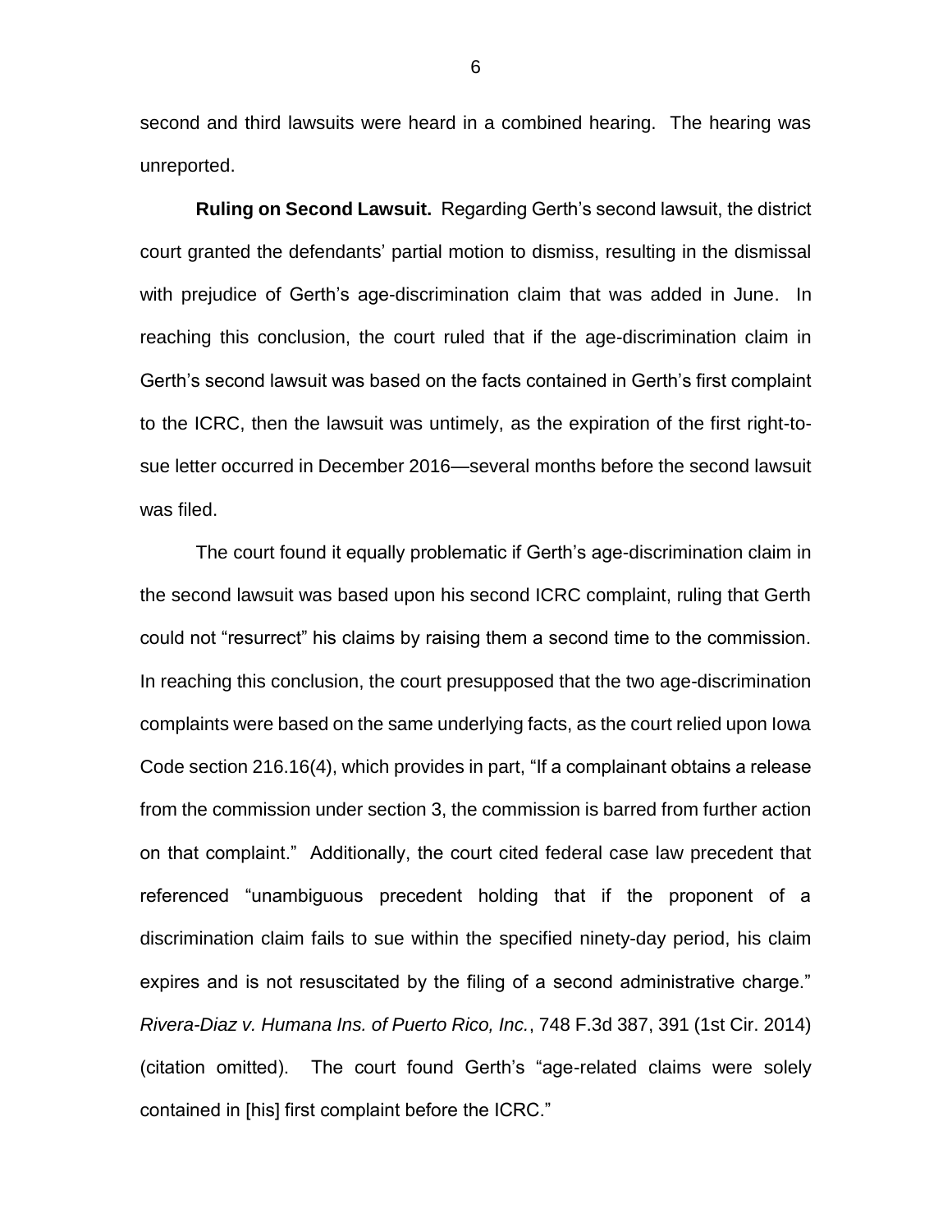second and third lawsuits were heard in a combined hearing. The hearing was unreported.

**Ruling on Second Lawsuit.** Regarding Gerth's second lawsuit, the district court granted the defendants' partial motion to dismiss, resulting in the dismissal with prejudice of Gerth's age-discrimination claim that was added in June. In reaching this conclusion, the court ruled that if the age-discrimination claim in Gerth's second lawsuit was based on the facts contained in Gerth's first complaint to the ICRC, then the lawsuit was untimely, as the expiration of the first right-to-sue letter occurred in December 2016—several months before the second lawsuit was filed.

The court found it equally problematic if Gerth's age-discrimination claim in the second lawsuit was based upon his second ICRC complaint, ruling that Gerth could not "resurrect" his claims by raising them a second time to the commission. In reaching this conclusion, the court presupposed that the two age-discrimination complaints were based on the same underlying facts, as the court relied upon Iowa Code section 216.16(4), which provides in part, "If a complainant obtains a release from the commission under section 3, the commission is barred from further action on that complaint." Additionally, the court cited federal case law precedent that referenced "unambiguous precedent holding that if the proponent of a discrimination claim fails to sue within the specified ninety-day period, his claim expires and is not resuscitated by the filing of a second administrative charge." *Rivera-Diaz v. Humana Ins. of Puerto Rico, Inc.*, 748 F.3d 387, 391 (1st Cir. 2014) (citation omitted). The court found Gerth's "age-related claims were solely contained in [his] first complaint before the ICRC."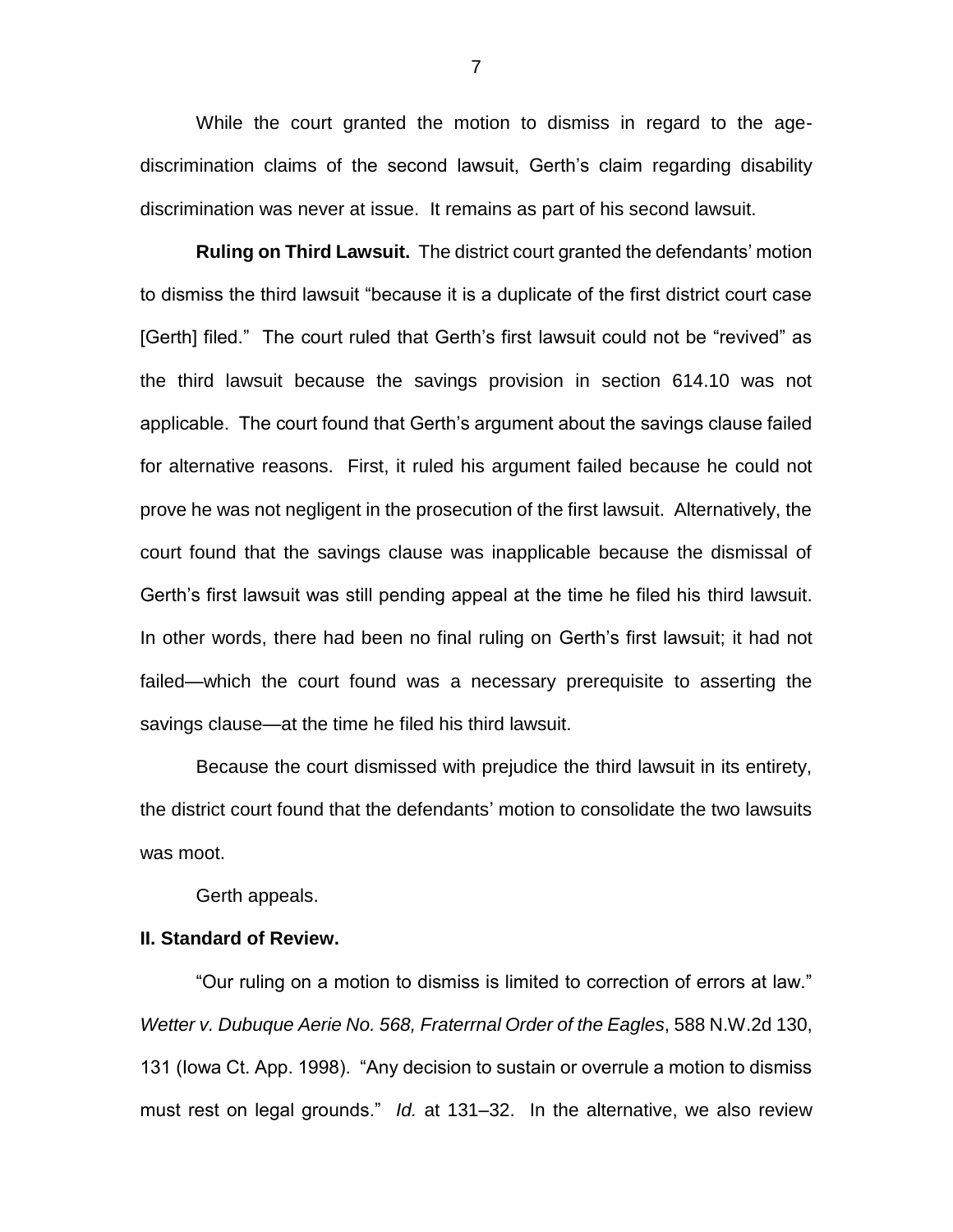While the court granted the motion to dismiss in regard to the age-discrimination claims of the second lawsuit, Gerth's claim regarding disability discrimination was never at issue. It remains as part of his second lawsuit.

**Ruling on Third Lawsuit.** The district court granted the defendants' motion to dismiss the third lawsuit "because it is a duplicate of the first district court case [Gerth] filed." The court ruled that Gerth's first lawsuit could not be "revived" as the third lawsuit because the savings provision in section 614.10 was not applicable. The court found that Gerth's argument about the savings clause failed for alternative reasons. First, it ruled his argument failed because he could not prove he was not negligent in the prosecution of the first lawsuit. Alternatively, the court found that the savings clause was inapplicable because the dismissal of Gerth's first lawsuit was still pending appeal at the time he filed his third lawsuit. In other words, there had been no final ruling on Gerth's first lawsuit; it had not failed—which the court found was a necessary prerequisite to asserting the savings clause—at the time he filed his third lawsuit.

Because the court dismissed with prejudice the third lawsuit in its entirety, the district court found that the defendants' motion to consolidate the two lawsuits was moot.

Gerth appeals.

**II. Standard of Review.**

"Our ruling on a motion to dismiss is limited to correction of errors at law." *Wetter v. Dubuque Aerie No. 568, Fraterrnal Order of the Eagles*, 588 N.W.2d 130, 131 (Iowa Ct. App. 1998). "Any decision to sustain or overrule a motion to dismiss must rest on legal grounds." *Id.* at 131–32. In the alternative, we also review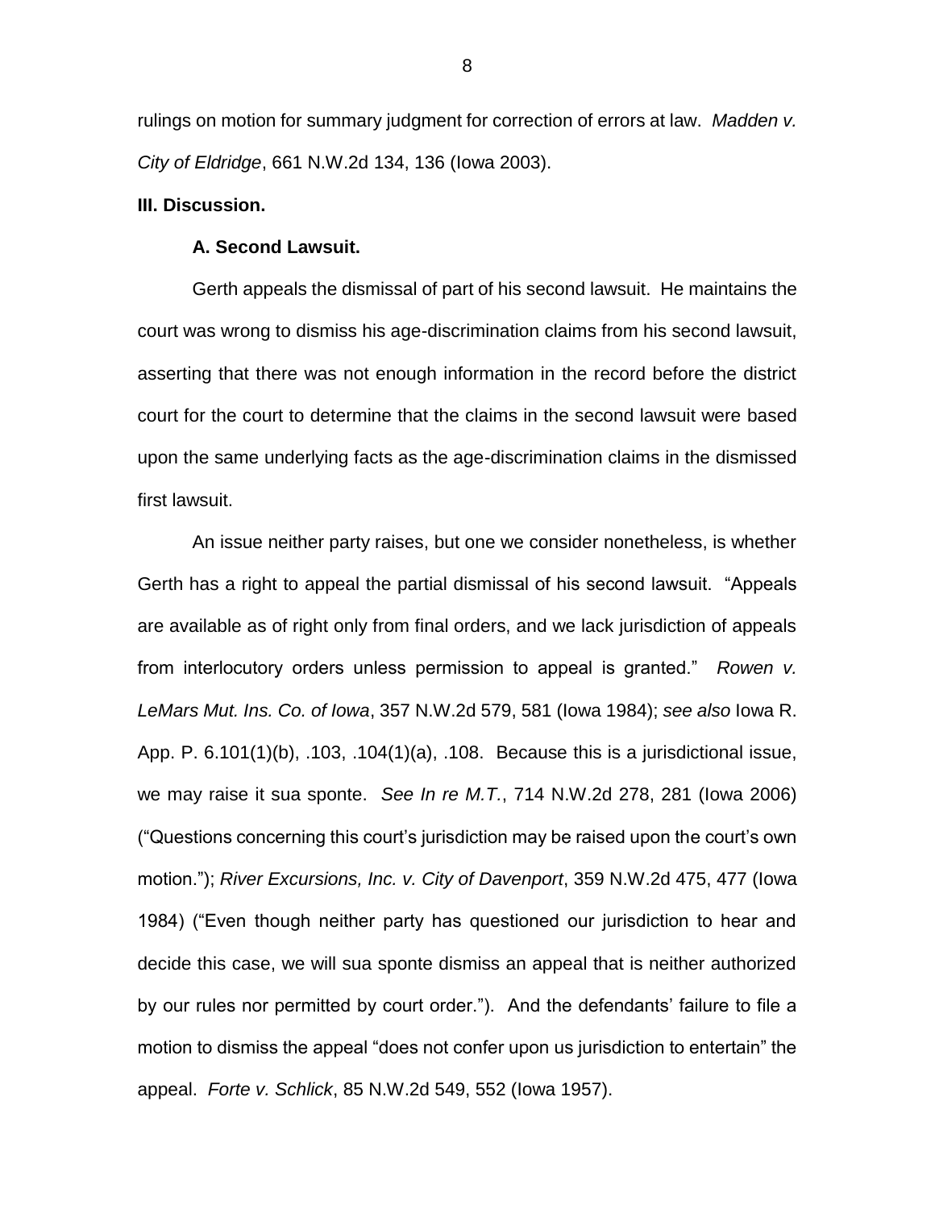rulings on motion for summary judgment for correction of errors at law. *Madden v. City of Eldridge*, 661 N.W.2d 134, 136 (Iowa 2003).

**III. Discussion.**

**A. Second Lawsuit.**

Gerth appeals the dismissal of part of his second lawsuit. He maintains the court was wrong to dismiss his age-discrimination claims from his second lawsuit, asserting that there was not enough information in the record before the district court for the court to determine that the claims in the second lawsuit were based upon the same underlying facts as the age-discrimination claims in the dismissed first lawsuit.

An issue neither party raises, but one we consider nonetheless, is whether Gerth has a right to appeal the partial dismissal of his second lawsuit. "Appeals are available as of right only from final orders, and we lack jurisdiction of appeals from interlocutory orders unless permission to appeal is granted." *Rowen v. LeMars Mut. Ins. Co. of Iowa*, 357 N.W.2d 579, 581 (Iowa 1984); *see also* Iowa R. App. P. 6.101(1)(b), .103, .104(1)(a), .108. Because this is a jurisdictional issue, we may raise it sua sponte. *See In re M.T.*, 714 N.W.2d 278, 281 (Iowa 2006) ("Questions concerning this court's jurisdiction may be raised upon the court's own motion."); *River Excursions, Inc. v. City of Davenport*, 359 N.W.2d 475, 477 (Iowa 1984) ("Even though neither party has questioned our jurisdiction to hear and decide this case, we will sua sponte dismiss an appeal that is neither authorized by our rules nor permitted by court order."). And the defendants' failure to file a motion to dismiss the appeal "does not confer upon us jurisdiction to entertain" the appeal. *Forte v. Schlick*, 85 N.W.2d 549, 552 (Iowa 1957).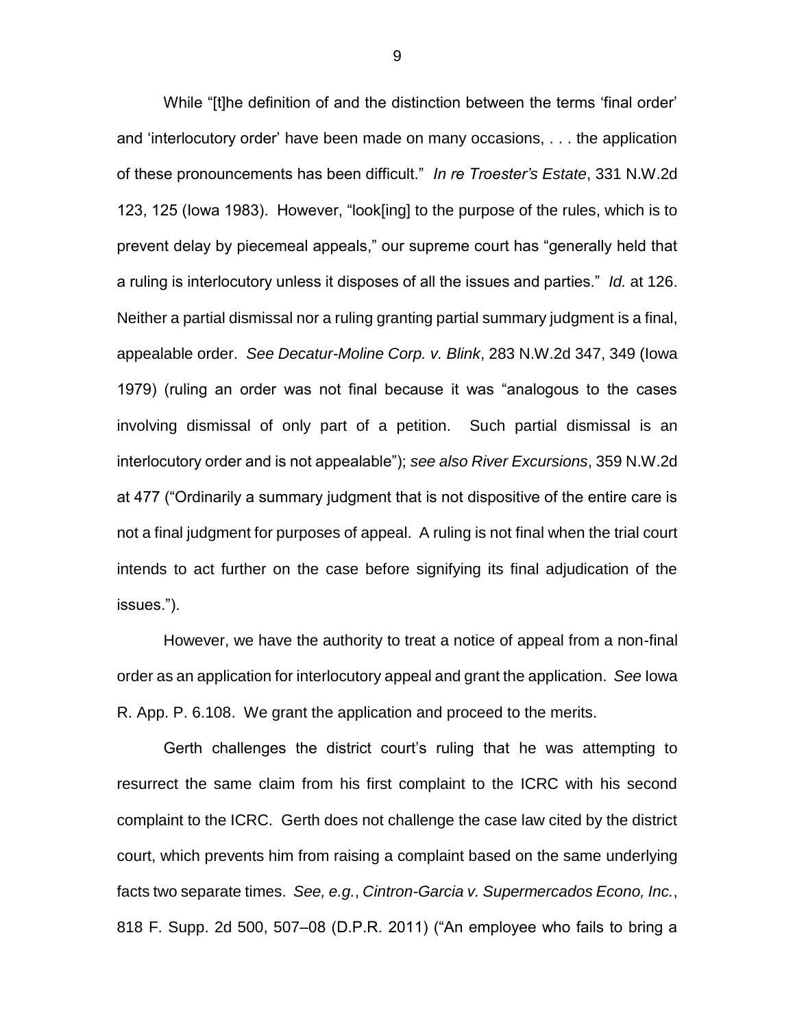While "[t]he definition of and the distinction between the terms 'final order' and 'interlocutory order' have been made on many occasions, . . . the application of these pronouncements has been difficult." *In re Troester's Estate*, 331 N.W.2d 123, 125 (Iowa 1983). However, "look[ing] to the purpose of the rules, which is to prevent delay by piecemeal appeals," our supreme court has "generally held that a ruling is interlocutory unless it disposes of all the issues and parties." *Id.* at 126. Neither a partial dismissal nor a ruling granting partial summary judgment is a final, appealable order. *See Decatur-Moline Corp. v. Blink*, 283 N.W.2d 347, 349 (Iowa 1979) (ruling an order was not final because it was "analogous to the cases involving dismissal of only part of a petition. Such partial dismissal is an interlocutory order and is not appealable"); *see also River Excursions*, 359 N.W.2d at 477 ("Ordinarily a summary judgment that is not dispositive of the entire care is not a final judgment for purposes of appeal. A ruling is not final when the trial court intends to act further on the case before signifying its final adjudication of the issues.").

However, we have the authority to treat a notice of appeal from a non-final order as an application for interlocutory appeal and grant the application. *See* Iowa R. App. P. 6.108. We grant the application and proceed to the merits.

Gerth challenges the district court's ruling that he was attempting to resurrect the same claim from his first complaint to the ICRC with his second complaint to the ICRC. Gerth does not challenge the case law cited by the district court, which prevents him from raising a complaint based on the same underlying facts two separate times. *See, e.g.*, *Cintron-Garcia v. Supermercados Econo, Inc.*, 818 F. Supp. 2d 500, 507–08 (D.P.R. 2011) ("An employee who fails to bring a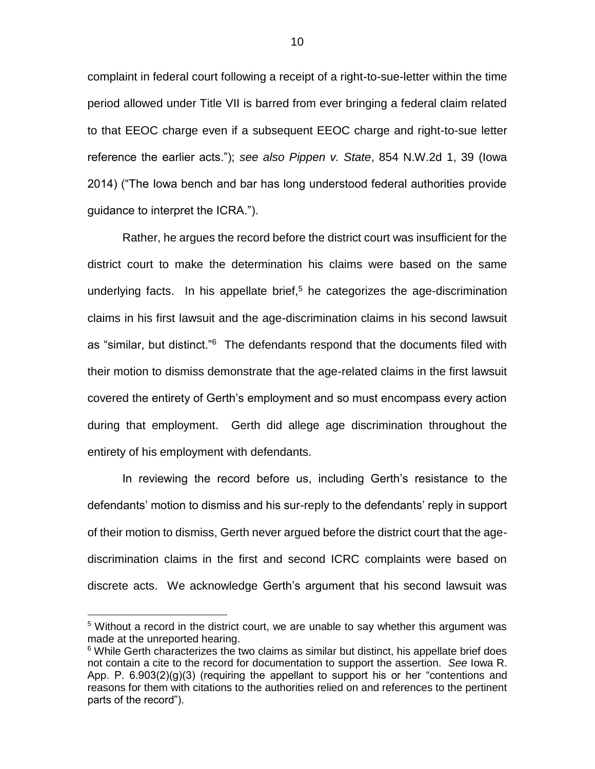complaint in federal court following a receipt of a right-to-sue-letter within the time period allowed under Title VII is barred from ever bringing a federal claim related to that EEOC charge even if a subsequent EEOC charge and right-to-sue letter reference the earlier acts."); *see also Pippen v. State*, 854 N.W.2d 1, 39 (Iowa 2014) ("The Iowa bench and bar has long understood federal authorities provide guidance to interpret the ICRA.").

Rather, he argues the record before the district court was insufficient for the district court to make the determination his claims were based on the same underlying facts. In his appellate brief,[5] he categorizes the age-discrimination claims in his first lawsuit and the age-discrimination claims in his second lawsuit as "similar, but distinct."[6] The defendants respond that the documents filed with their motion to dismiss demonstrate that the age-related claims in the first lawsuit covered the entirety of Gerth's employment and so must encompass every action during that employment. Gerth did allege age discrimination throughout the entirety of his employment with defendants.

In reviewing the record before us, including Gerth's resistance to the defendants' motion to dismiss and his sur-reply to the defendants' reply in support of their motion to dismiss, Gerth never argued before the district court that the age-discrimination claims in the first and second ICRC complaints were based on discrete acts. We acknowledge Gerth's argument that his second lawsuit was

---

[5] Without a record in the district court, we are unable to say whether this argument was made at the unreported hearing.

[6] While Gerth characterizes the two claims as similar but distinct, his appellate brief does not contain a cite to the record for documentation to support the assertion. *See* Iowa R. App. P. 6.903(2)(g)(3) (requiring the appellant to support his or her "contentions and reasons for them with citations to the authorities relied on and references to the pertinent parts of the record").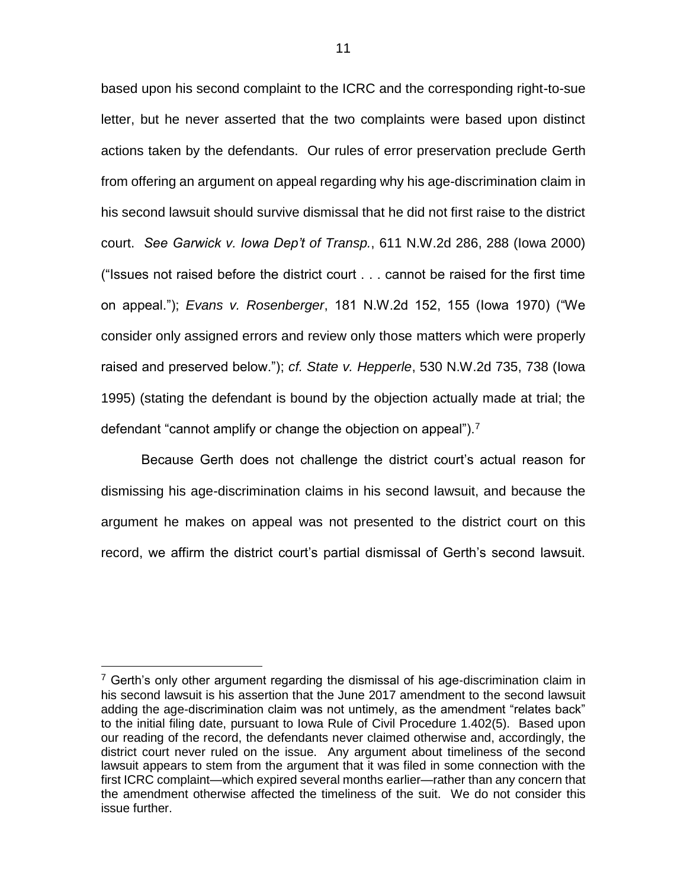based upon his second complaint to the ICRC and the corresponding right-to-sue letter, but he never asserted that the two complaints were based upon distinct actions taken by the defendants. Our rules of error preservation preclude Gerth from offering an argument on appeal regarding why his age-discrimination claim in his second lawsuit should survive dismissal that he did not first raise to the district court. *See Garwick v. Iowa Dep't of Transp.*, 611 N.W.2d 286, 288 (Iowa 2000) ("Issues not raised before the district court . . . cannot be raised for the first time on appeal."); *Evans v. Rosenberger*, 181 N.W.2d 152, 155 (Iowa 1970) ("We consider only assigned errors and review only those matters which were properly raised and preserved below."); *cf. State v. Hepperle*, 530 N.W.2d 735, 738 (Iowa 1995) (stating the defendant is bound by the objection actually made at trial; the defendant "cannot amplify or change the objection on appeal").[7]

Because Gerth does not challenge the district court's actual reason for dismissing his age-discrimination claims in his second lawsuit, and because the argument he makes on appeal was not presented to the district court on this record, we affirm the district court's partial dismissal of Gerth's second lawsuit.

[7] Gerth's only other argument regarding the dismissal of his age-discrimination claim in his second lawsuit is his assertion that the June 2017 amendment to the second lawsuit adding the age-discrimination claim was not untimely, as the amendment "relates back" to the initial filing date, pursuant to Iowa Rule of Civil Procedure 1.402(5). Based upon our reading of the record, the defendants never claimed otherwise and, accordingly, the district court never ruled on the issue. Any argument about timeliness of the second lawsuit appears to stem from the argument that it was filed in some connection with the first ICRC complaint—which expired several months earlier—rather than any concern that the amendment otherwise affected the timeliness of the suit. We do not consider this issue further.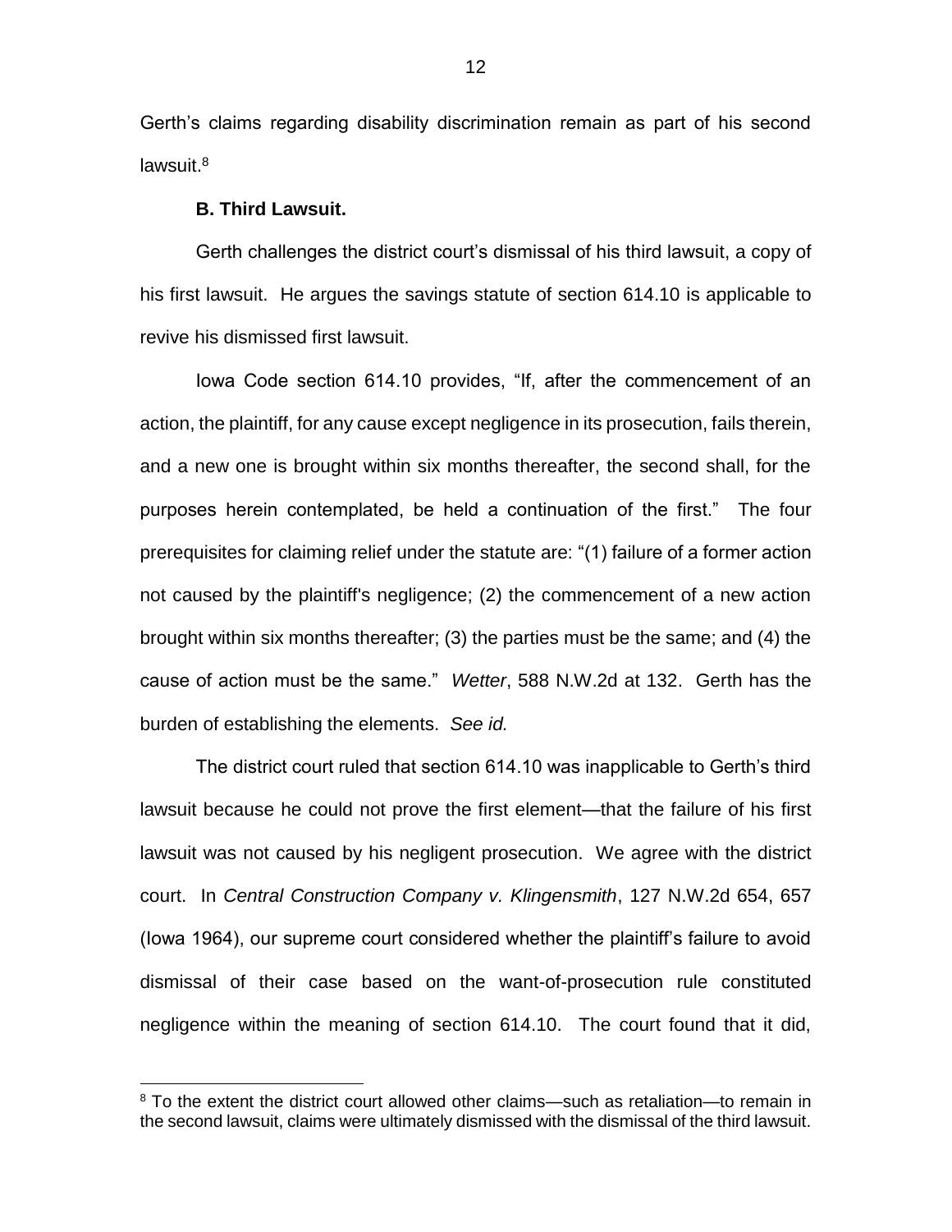Gerth's claims regarding disability discrimination remain as part of his second lawsuit.[8]

**B. Third Lawsuit.**

Gerth challenges the district court's dismissal of his third lawsuit, a copy of his first lawsuit. He argues the savings statute of section 614.10 is applicable to revive his dismissed first lawsuit.

Iowa Code section 614.10 provides, "If, after the commencement of an action, the plaintiff, for any cause except negligence in its prosecution, fails therein, and a new one is brought within six months thereafter, the second shall, for the purposes herein contemplated, be held a continuation of the first." The four prerequisites for claiming relief under the statute are: "(1) failure of a former action not caused by the plaintiff's negligence; (2) the commencement of a new action brought within six months thereafter; (3) the parties must be the same; and (4) the cause of action must be the same." *Wetter*, 588 N.W.2d at 132. Gerth has the burden of establishing the elements. *See id.*

The district court ruled that section 614.10 was inapplicable to Gerth's third lawsuit because he could not prove the first element—that the failure of his first lawsuit was not caused by his negligent prosecution. We agree with the district court. In *Central Construction Company v. Klingensmith*, 127 N.W.2d 654, 657 (Iowa 1964), our supreme court considered whether the plaintiff's failure to avoid dismissal of their case based on the want-of-prosecution rule constituted negligence within the meaning of section 614.10. The court found that it did,

---

[8] To the extent the district court allowed other claims—such as retaliation—to remain in the second lawsuit, claims were ultimately dismissed with the dismissal of the third lawsuit.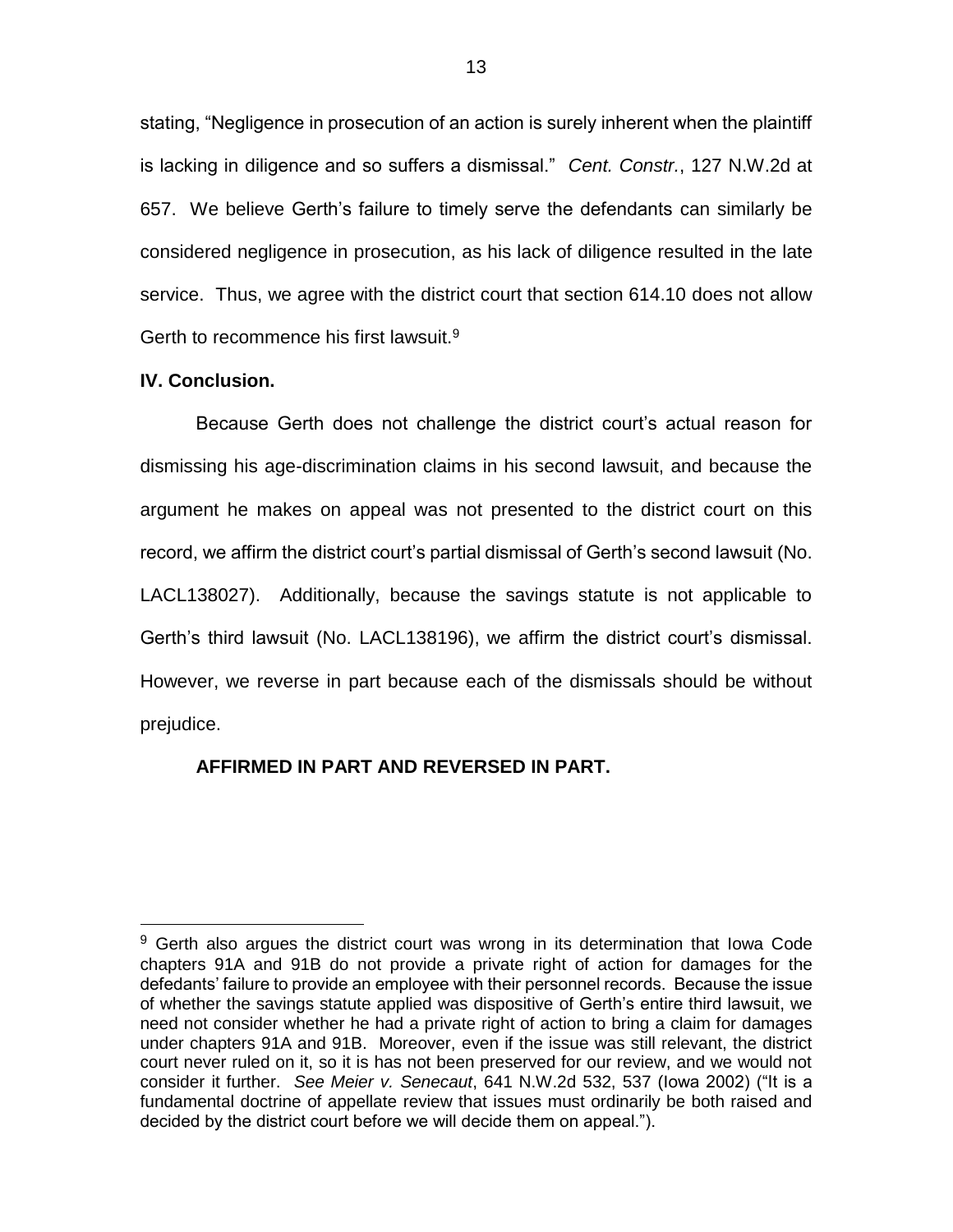stating, "Negligence in prosecution of an action is surely inherent when the plaintiff is lacking in diligence and so suffers a dismissal." *Cent. Constr.*, 127 N.W.2d at 657. We believe Gerth's failure to timely serve the defendants can similarly be considered negligence in prosecution, as his lack of diligence resulted in the late service. Thus, we agree with the district court that section 614.10 does not allow Gerth to recommence his first lawsuit.[9]

**IV. Conclusion.**

Because Gerth does not challenge the district court's actual reason for dismissing his age-discrimination claims in his second lawsuit, and because the argument he makes on appeal was not presented to the district court on this record, we affirm the district court's partial dismissal of Gerth's second lawsuit (No. LACL138027). Additionally, because the savings statute is not applicable to Gerth's third lawsuit (No. LACL138196), we affirm the district court's dismissal. However, we reverse in part because each of the dismissals should be without prejudice.

**AFFIRMED IN PART AND REVERSED IN PART.**

---

[9] Gerth also argues the district court was wrong in its determination that Iowa Code chapters 91A and 91B do not provide a private right of action for damages for the defendants' failure to provide an employee with their personnel records. Because the issue of whether the savings statute applied was dispositive of Gerth's entire third lawsuit, we need not consider whether he had a private right of action to bring a claim for damages under chapters 91A and 91B. Moreover, even if the issue was still relevant, the district court never ruled on it, so it is has not been preserved for our review, and we would not consider it further. *See Meier v. Senecaut*, 641 N.W.2d 532, 537 (Iowa 2002) ("It is a fundamental doctrine of appellate review that issues must ordinarily be both raised and decided by the district court before we will decide them on appeal.").